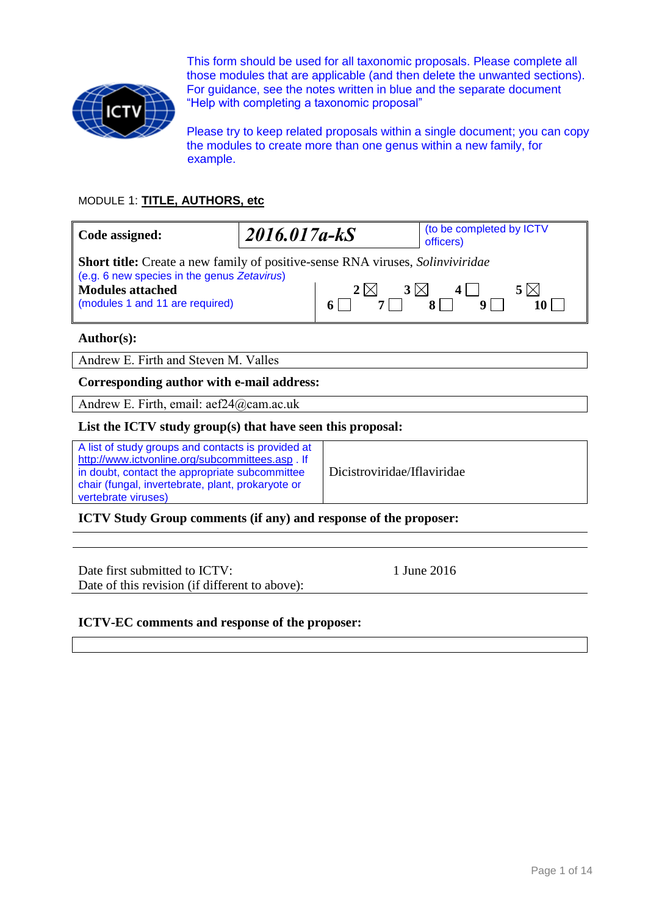This form should be used for all taxonomic proposals. Please complete all those modules that are applicable (and then delete the unwanted sections). For guidance, see the notes written in blue and the separate document "Help with completing a taxonomic proposal"

Please try to keep related proposals within a single document; you can copy the modules to create more than one genus within a new family, for example.

MODULE 1: **TITLE, AUTHORS, etc**

| **Code assigned:** | ***2016.017a-kS*** | (to be completed by ICTV officers) |
|---|---|---|

**Short title:** Create a new family of positive-sense RNA viruses, *Solinviviridae*
(e.g. 6 new species in the genus *Zetavirus*)

**Modules attached** (modules 1 and 11 are required)

| | | | | |
|---|---|---|---|---|
| | 2 ☒ | 3 ☒ | 4 ☐ | 5 ☒ |
| 6 ☐ | 7 ☐ | 8 ☐ | 9 ☐ | 10 ☐ |

**Author(s):**

Andrew E. Firth and Steven M. Valles

**Corresponding author with e-mail address:**

Andrew E. Firth, email: aef24@cam.ac.uk

**List the ICTV study group(s) that have seen this proposal:**

| A list of study groups and contacts is provided at http://www.ictvonline.org/subcommittees.asp . If in doubt, contact the appropriate subcommittee chair (fungal, invertebrate, plant, prokaryote or vertebrate viruses) | Dicistroviridae/Iflaviridae |
|---|---|

**ICTV Study Group comments (if any) and response of the proposer:**

Date first submitted to ICTV: 1 June 2016
Date of this revision (if different to above):

**ICTV-EC comments and response of the proposer:**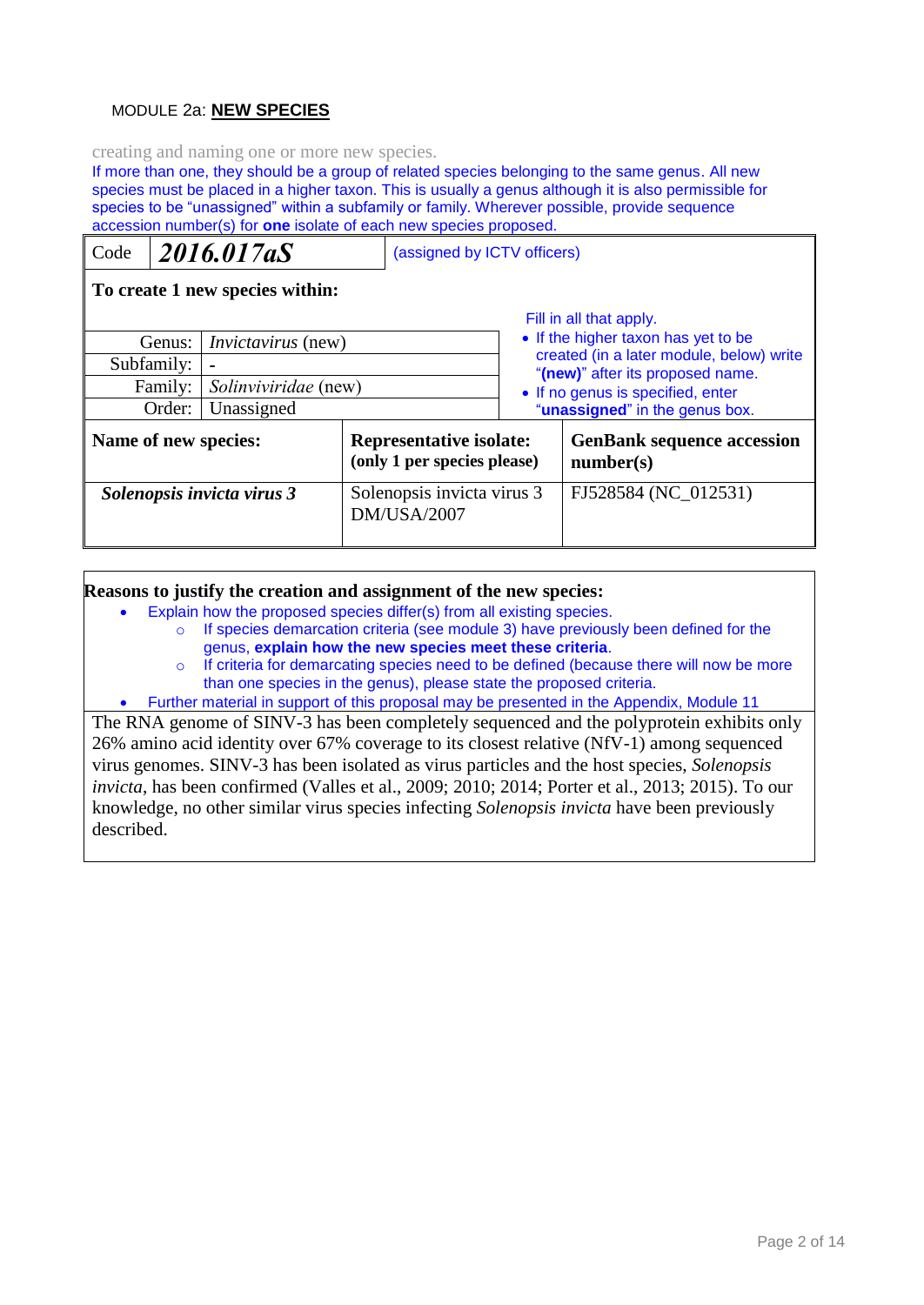MODULE 2a: **NEW SPECIES**

creating and naming one or more new species.

If more than one, they should be a group of related species belonging to the same genus. All new species must be placed in a higher taxon. This is usually a genus although it is also permissible for species to be "unassigned" within a subfamily or family. Wherever possible, provide sequence accession number(s) for **one** isolate of each new species proposed.

| Code | ***2016.017aS*** | (assigned by ICTV officers) |
|---|---|---|

**To create 1 new species within:**

| | |
|---|---|
| Genus: | *Invictavirus* (new) |
| Subfamily: | - |
| Family: | *Solinviviridae* (new) |
| Order: | Unassigned |

Fill in all that apply.

- If the higher taxon has yet to be created (in a later module, below) write "**(new)**" after its proposed name.
- If no genus is specified, enter "**unassigned**" in the genus box.

| **Name of new species:** | **Representative isolate: (only 1 per species please)** | **GenBank sequence accession number(s)** |
|---|---|---|
| ***Solenopsis invicta virus 3*** | Solenopsis invicta virus 3 DM/USA/2007 | FJ528584 (NC_012531) |

**Reasons to justify the creation and assignment of the new species:**

- Explain how the proposed species differ(s) from all existing species.
  - If species demarcation criteria (see module 3) have previously been defined for the genus, **explain how the new species meet these criteria**.
  - If criteria for demarcating species need to be defined (because there will now be more than one species in the genus), please state the proposed criteria.
- Further material in support of this proposal may be presented in the Appendix, Module 11

The RNA genome of SINV-3 has been completely sequenced and the polyprotein exhibits only 26% amino acid identity over 67% coverage to its closest relative (NfV-1) among sequenced virus genomes. SINV-3 has been isolated as virus particles and the host species, *Solenopsis invicta*, has been confirmed (Valles et al., 2009; 2010; 2014; Porter et al., 2013; 2015). To our knowledge, no other similar virus species infecting *Solenopsis invicta* have been previously described.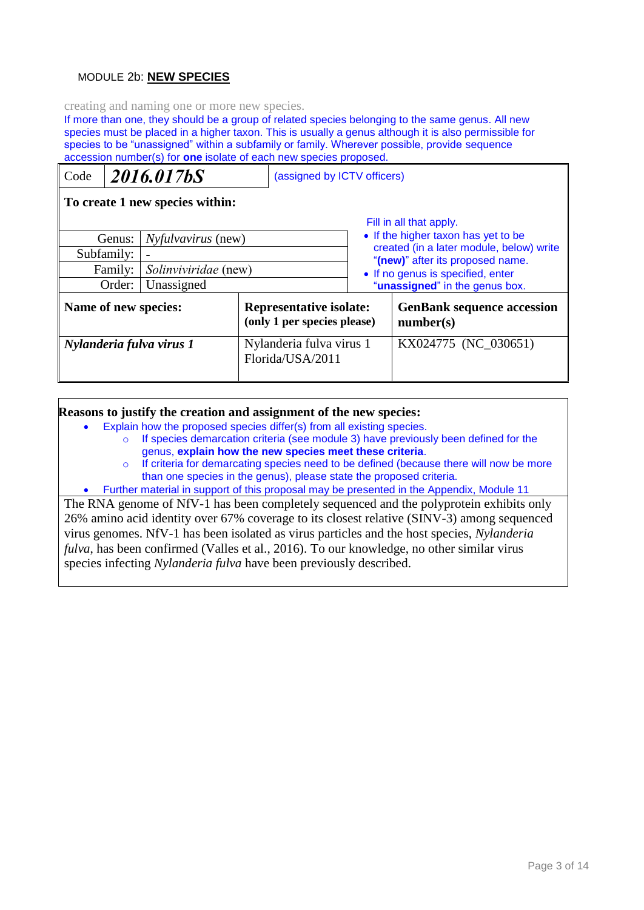MODULE 2b: **NEW SPECIES**

creating and naming one or more new species.

If more than one, they should be a group of related species belonging to the same genus. All new species must be placed in a higher taxon. This is usually a genus although it is also permissible for species to be "unassigned" within a subfamily or family. Wherever possible, provide sequence accession number(s) for **one** isolate of each new species proposed.

| Code | ***2016.017bS*** | (assigned by ICTV officers) |
|---|---|---|

**To create 1 new species within:**

| | | |
|---|---|---|
| Genus: | *Nyfulvavirus* (new) | Fill in all that apply. |
| Subfamily: | - | • If the higher taxon has yet to be created (in a later module, below) write "**(new)**" after its proposed name. |
| Family: | *Solinviviridae* (new) | • If no genus is specified, enter "**unassigned**" in the genus box. |
| Order: | Unassigned | |

| **Name of new species:** | **Representative isolate: (only 1 per species please)** | **GenBank sequence accession number(s)** |
|---|---|---|
| ***Nylanderia fulva virus 1*** | Nylanderia fulva virus 1 Florida/USA/2011 | KX024775 (NC_030651) |

**Reasons to justify the creation and assignment of the new species:**

- Explain how the proposed species differ(s) from all existing species.
  - If species demarcation criteria (see module 3) have previously been defined for the genus, **explain how the new species meet these criteria**.
  - If criteria for demarcating species need to be defined (because there will now be more than one species in the genus), please state the proposed criteria.
- Further material in support of this proposal may be presented in the Appendix, Module 11

The RNA genome of NfV-1 has been completely sequenced and the polyprotein exhibits only 26% amino acid identity over 67% coverage to its closest relative (SINV-3) among sequenced virus genomes. NfV-1 has been isolated as virus particles and the host species, *Nylanderia fulva*, has been confirmed (Valles et al., 2016). To our knowledge, no other similar virus species infecting *Nylanderia fulva* have been previously described.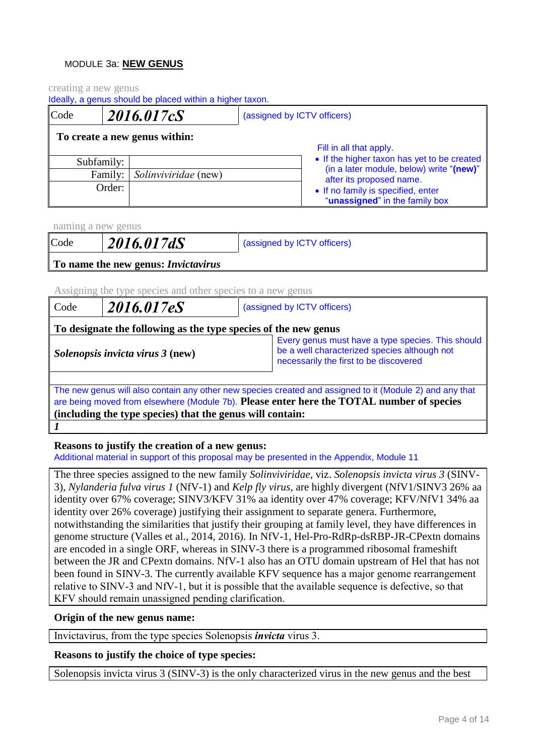MODULE 3a: **NEW GENUS**

creating a new genus

Ideally, a genus should be placed within a higher taxon.

| Code | ***2016.017cS*** | (assigned by ICTV officers) |
|---|---|---|

**To create a new genus within:**

| | | Fill in all that apply. |
|---|---|---|
| Subfamily: | | • If the higher taxon has yet to be created (in a later module, below) write "**(new)**" after its proposed name. |
| Family: | *Solinviviridae* (new) | • If no family is specified, enter "**unassigned**" in the family box |
| Order: | | |

naming a new genus

| Code | ***2016.017dS*** | (assigned by ICTV officers) |
|---|---|---|

**To name the new genus: *Invictavirus***

Assigning the type species and other species to a new genus

| Code | ***2016.017eS*** | (assigned by ICTV officers) |
|---|---|---|

**To designate the following as the type species of the new genus**

| | |
|---|---|
| ***Solenopsis invicta virus 3* (new)** | Every genus must have a type species. This should be a well characterized species although not necessarily the first to be discovered |

The new genus will also contain any other new species created and assigned to it (Module 2) and any that are being moved from elsewhere (Module 7b). **Please enter here the TOTAL number of species (including the type species) that the genus will contain:**

***1***

**Reasons to justify the creation of a new genus:**

Additional material in support of this proposal may be presented in the Appendix, Module 11

The three species assigned to the new family *Solinviviridae*, viz. *Solenopsis invicta virus 3* (SINV-3), *Nylanderia fulva virus 1* (NfV-1) and *Kelp fly virus*, are highly divergent (NfV1/SINV3 26% aa identity over 67% coverage; SINV3/KFV 31% aa identity over 47% coverage; KFV/NfV1 34% aa identity over 26% coverage) justifying their assignment to separate genera. Furthermore, notwithstanding the similarities that justify their grouping at family level, they have differences in genome structure (Valles et al., 2014, 2016). In NfV-1, Hel-Pro-RdRp-dsRBP-JR-CPextn domains are encoded in a single ORF, whereas in SINV-3 there is a programmed ribosomal frameshift between the JR and CPextn domains. NfV-1 also has an OTU domain upstream of Hel that has not been found in SINV-3. The currently available KFV sequence has a major genome rearrangement relative to SINV-3 and NfV-1, but it is possible that the available sequence is defective, so that KFV should remain unassigned pending clarification.

**Origin of the new genus name:**

Invictavirus, from the type species Solenopsis ***invicta*** virus 3.

**Reasons to justify the choice of type species:**

Solenopsis invicta virus 3 (SINV-3) is the only characterized virus in the new genus and the best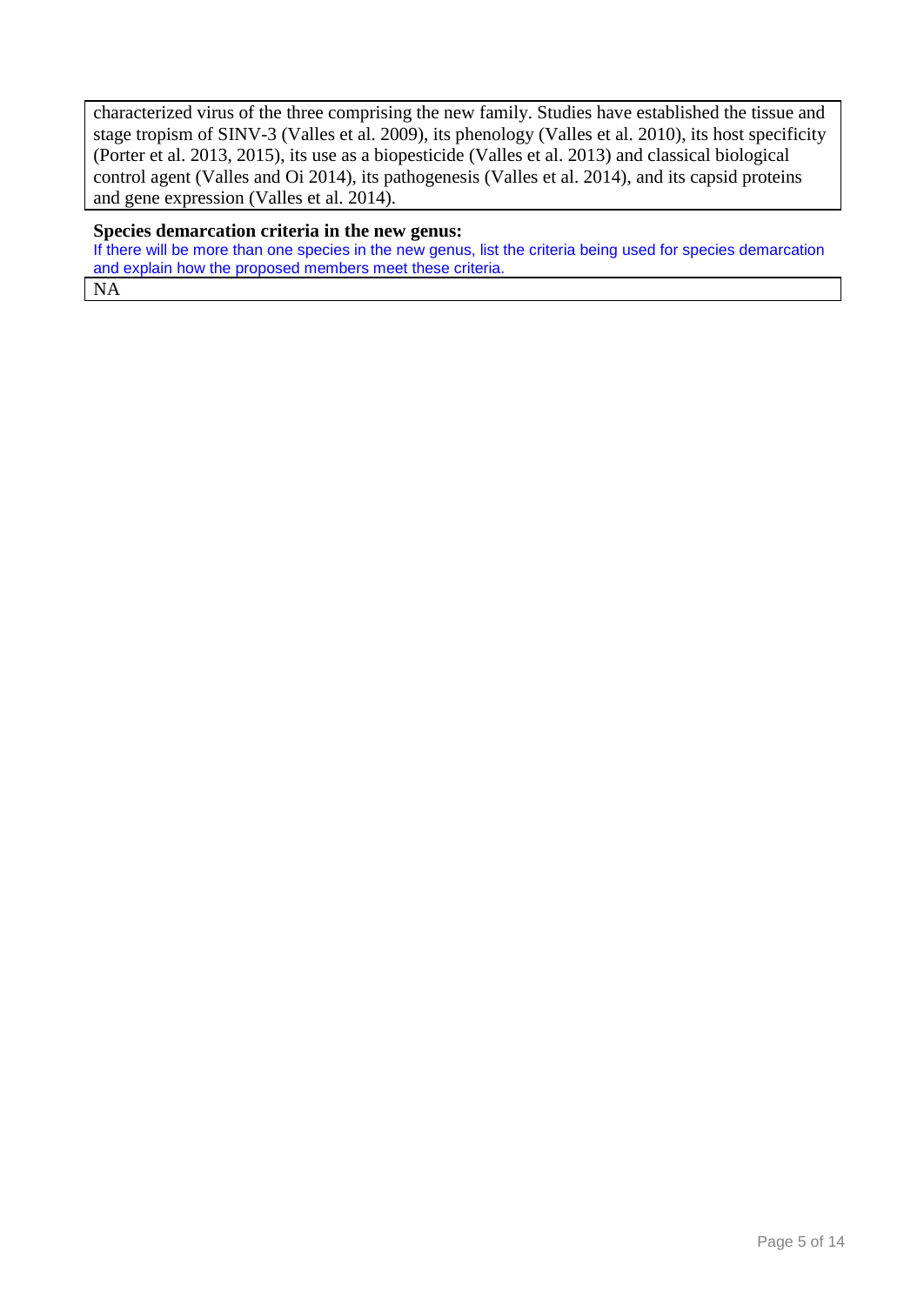characterized virus of the three comprising the new family. Studies have established the tissue and stage tropism of SINV-3 (Valles et al. 2009), its phenology (Valles et al. 2010), its host specificity (Porter et al. 2013, 2015), its use as a biopesticide (Valles et al. 2013) and classical biological control agent (Valles and Oi 2014), its pathogenesis (Valles et al. 2014), and its capsid proteins and gene expression (Valles et al. 2014).

**Species demarcation criteria in the new genus:**

If there will be more than one species in the new genus, list the criteria being used for species demarcation and explain how the proposed members meet these criteria.

NA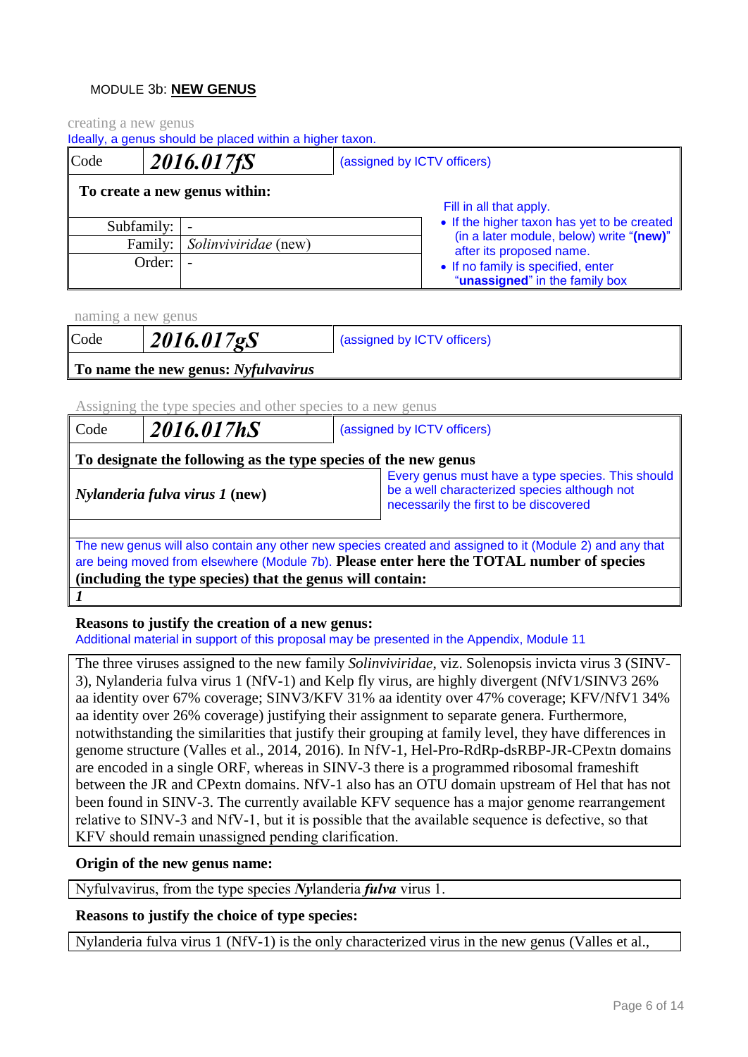MODULE 3b: **NEW GENUS**

creating a new genus

Ideally, a genus should be placed within a higher taxon.

| Code | *2016.017fS* | (assigned by ICTV officers) |
|---|---|---|

**To create a new genus within:**

| | | Fill in all that apply. |
|---|---|---|
| Subfamily: | - | • If the higher taxon has yet to be created (in a later module, below) write "**(new)**" after its proposed name. |
| Family: | *Solinviviridae* (new) | • If no family is specified, enter "**unassigned**" in the family box |
| Order: | - | |

naming a new genus

| Code | *2016.017gS* | (assigned by ICTV officers) |
|---|---|---|

**To name the new genus: *Nyfulvavirus***

Assigning the type species and other species to a new genus

| Code | *2016.017hS* | (assigned by ICTV officers) |
|---|---|---|

**To designate the following as the type species of the new genus**

| | |
|---|---|
| ***Nylanderia fulva virus 1* (new)** | Every genus must have a type species. This should be a well characterized species although not necessarily the first to be discovered |

The new genus will also contain any other new species created and assigned to it (Module 2) and any that are being moved from elsewhere (Module 7b). **Please enter here the TOTAL number of species (including the type species) that the genus will contain:**

***1***

**Reasons to justify the creation of a new genus:**

Additional material in support of this proposal may be presented in the Appendix, Module 11

The three viruses assigned to the new family *Solinviviridae*, viz. Solenopsis invicta virus 3 (SINV-3), Nylanderia fulva virus 1 (NfV-1) and Kelp fly virus, are highly divergent (NfV1/SINV3 26% aa identity over 67% coverage; SINV3/KFV 31% aa identity over 47% coverage; KFV/NfV1 34% aa identity over 26% coverage) justifying their assignment to separate genera. Furthermore, notwithstanding the similarities that justify their grouping at family level, they have differences in genome structure (Valles et al., 2014, 2016). In NfV-1, Hel-Pro-RdRp-dsRBP-JR-CPextn domains are encoded in a single ORF, whereas in SINV-3 there is a programmed ribosomal frameshift between the JR and CPextn domains. NfV-1 also has an OTU domain upstream of Hel that has not been found in SINV-3. The currently available KFV sequence has a major genome rearrangement relative to SINV-3 and NfV-1, but it is possible that the available sequence is defective, so that KFV should remain unassigned pending clarification.

**Origin of the new genus name:**

Nyfulvavirus, from the type species ***Ny***landeria ***fulva*** virus 1.

**Reasons to justify the choice of type species:**

Nylanderia fulva virus 1 (NfV-1) is the only characterized virus in the new genus (Valles et al.,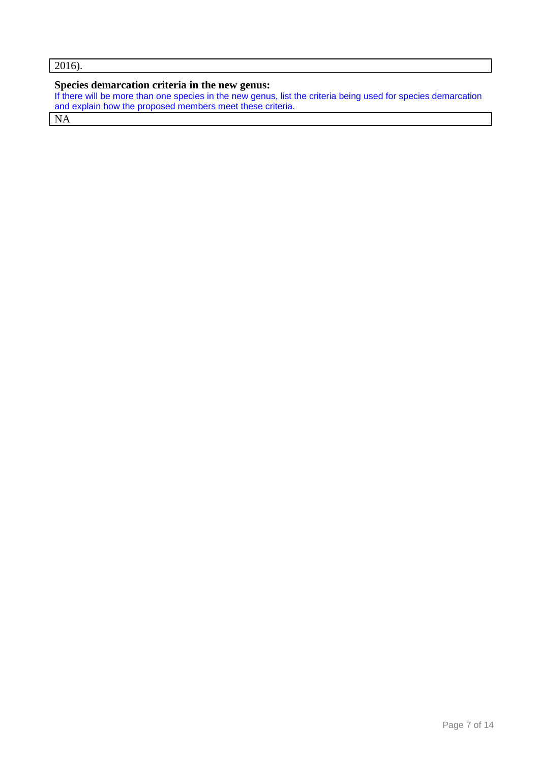2016).

**Species demarcation criteria in the new genus:**

If there will be more than one species in the new genus, list the criteria being used for species demarcation and explain how the proposed members meet these criteria.

NA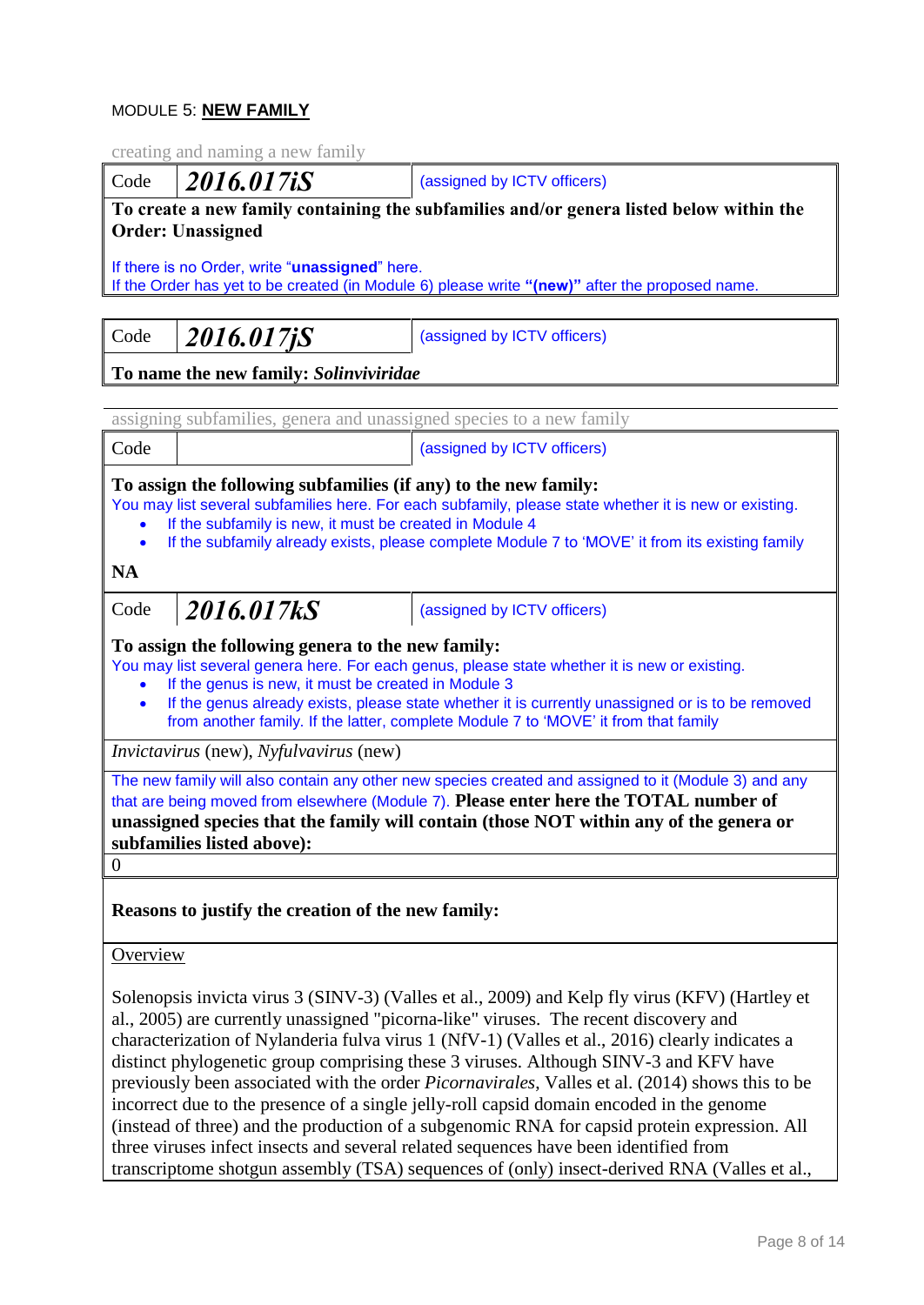MODULE 5: **NEW FAMILY**

creating and naming a new family

| Code | *2016.017iS* | (assigned by ICTV officers) |
|---|---|---|

**To create a new family containing the subfamilies and/or genera listed below within the Order: Unassigned**

If there is no Order, write "**unassigned**" here.
If the Order has yet to be created (in Module 6) please write **"(new)"** after the proposed name.

| Code | *2016.017jS* | (assigned by ICTV officers) |
|---|---|---|

**To name the new family: *Solinviviridae***

assigning subfamilies, genera and unassigned species to a new family

| Code | | (assigned by ICTV officers) |
|---|---|---|

**To assign the following subfamilies (if any) to the new family:**
You may list several subfamilies here. For each subfamily, please state whether it is new or existing.

- If the subfamily is new, it must be created in Module 4
- If the subfamily already exists, please complete Module 7 to 'MOVE' it from its existing family

**NA**

| Code | *2016.017kS* | (assigned by ICTV officers) |
|---|---|---|

**To assign the following genera to the new family:**
You may list several genera here. For each genus, please state whether it is new or existing.

- If the genus is new, it must be created in Module 3
- If the genus already exists, please state whether it is currently unassigned or is to be removed from another family. If the latter, complete Module 7 to 'MOVE' it from that family

*Invictavirus* (new), *Nyfulvavirus* (new)

The new family will also contain any other new species created and assigned to it (Module 3) and any that are being moved from elsewhere (Module 7). **Please enter here the TOTAL number of unassigned species that the family will contain (those NOT within any of the genera or subfamilies listed above):**

0

**Reasons to justify the creation of the new family:**

Overview

Solenopsis invicta virus 3 (SINV-3) (Valles et al., 2009) and Kelp fly virus (KFV) (Hartley et al., 2005) are currently unassigned "picorna-like" viruses. The recent discovery and characterization of Nylanderia fulva virus 1 (NfV-1) (Valles et al., 2016) clearly indicates a distinct phylogenetic group comprising these 3 viruses. Although SINV-3 and KFV have previously been associated with the order *Picornavirales*, Valles et al. (2014) shows this to be incorrect due to the presence of a single jelly-roll capsid domain encoded in the genome (instead of three) and the production of a subgenomic RNA for capsid protein expression. All three viruses infect insects and several related sequences have been identified from transcriptome shotgun assembly (TSA) sequences of (only) insect-derived RNA (Valles et al.,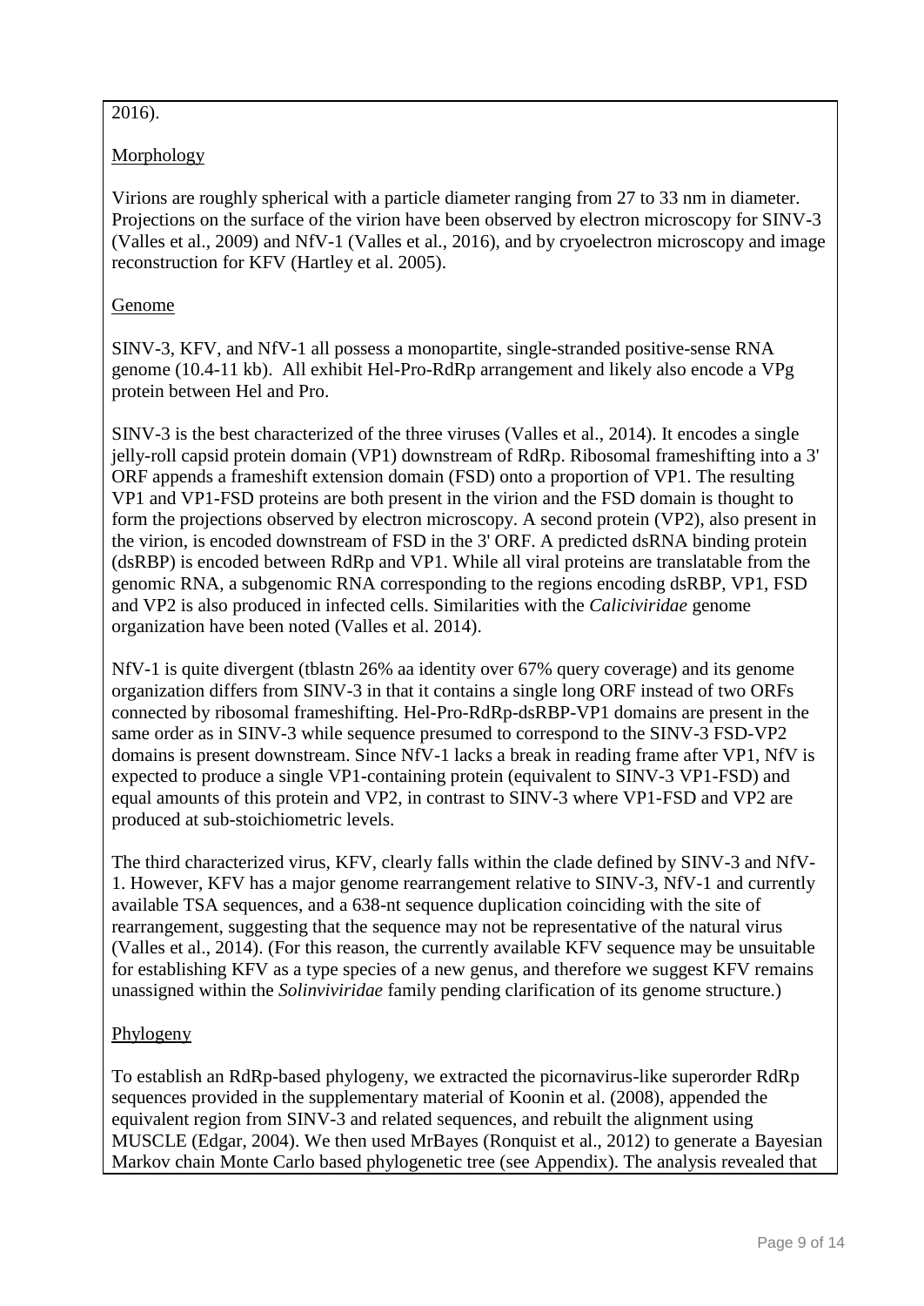2016).

Morphology

Virions are roughly spherical with a particle diameter ranging from 27 to 33 nm in diameter. Projections on the surface of the virion have been observed by electron microscopy for SINV-3 (Valles et al., 2009) and NfV-1 (Valles et al., 2016), and by cryoelectron microscopy and image reconstruction for KFV (Hartley et al. 2005).

Genome

SINV-3, KFV, and NfV-1 all possess a monopartite, single-stranded positive-sense RNA genome (10.4-11 kb). All exhibit Hel-Pro-RdRp arrangement and likely also encode a VPg protein between Hel and Pro.

SINV-3 is the best characterized of the three viruses (Valles et al., 2014). It encodes a single jelly-roll capsid protein domain (VP1) downstream of RdRp. Ribosomal frameshifting into a 3' ORF appends a frameshift extension domain (FSD) onto a proportion of VP1. The resulting VP1 and VP1-FSD proteins are both present in the virion and the FSD domain is thought to form the projections observed by electron microscopy. A second protein (VP2), also present in the virion, is encoded downstream of FSD in the 3' ORF. A predicted dsRNA binding protein (dsRBP) is encoded between RdRp and VP1. While all viral proteins are translatable from the genomic RNA, a subgenomic RNA corresponding to the regions encoding dsRBP, VP1, FSD and VP2 is also produced in infected cells. Similarities with the *Caliciviridae* genome organization have been noted (Valles et al. 2014).

NfV-1 is quite divergent (tblastn 26% aa identity over 67% query coverage) and its genome organization differs from SINV-3 in that it contains a single long ORF instead of two ORFs connected by ribosomal frameshifting. Hel-Pro-RdRp-dsRBP-VP1 domains are present in the same order as in SINV-3 while sequence presumed to correspond to the SINV-3 FSD-VP2 domains is present downstream. Since NfV-1 lacks a break in reading frame after VP1, NfV is expected to produce a single VP1-containing protein (equivalent to SINV-3 VP1-FSD) and equal amounts of this protein and VP2, in contrast to SINV-3 where VP1-FSD and VP2 are produced at sub-stoichiometric levels.

The third characterized virus, KFV, clearly falls within the clade defined by SINV-3 and NfV-1. However, KFV has a major genome rearrangement relative to SINV-3, NfV-1 and currently available TSA sequences, and a 638-nt sequence duplication coinciding with the site of rearrangement, suggesting that the sequence may not be representative of the natural virus (Valles et al., 2014). (For this reason, the currently available KFV sequence may be unsuitable for establishing KFV as a type species of a new genus, and therefore we suggest KFV remains unassigned within the *Solinviviridae* family pending clarification of its genome structure.)

Phylogeny

To establish an RdRp-based phylogeny, we extracted the picornavirus-like superorder RdRp sequences provided in the supplementary material of Koonin et al. (2008), appended the equivalent region from SINV-3 and related sequences, and rebuilt the alignment using MUSCLE (Edgar, 2004). We then used MrBayes (Ronquist et al., 2012) to generate a Bayesian Markov chain Monte Carlo based phylogenetic tree (see Appendix). The analysis revealed that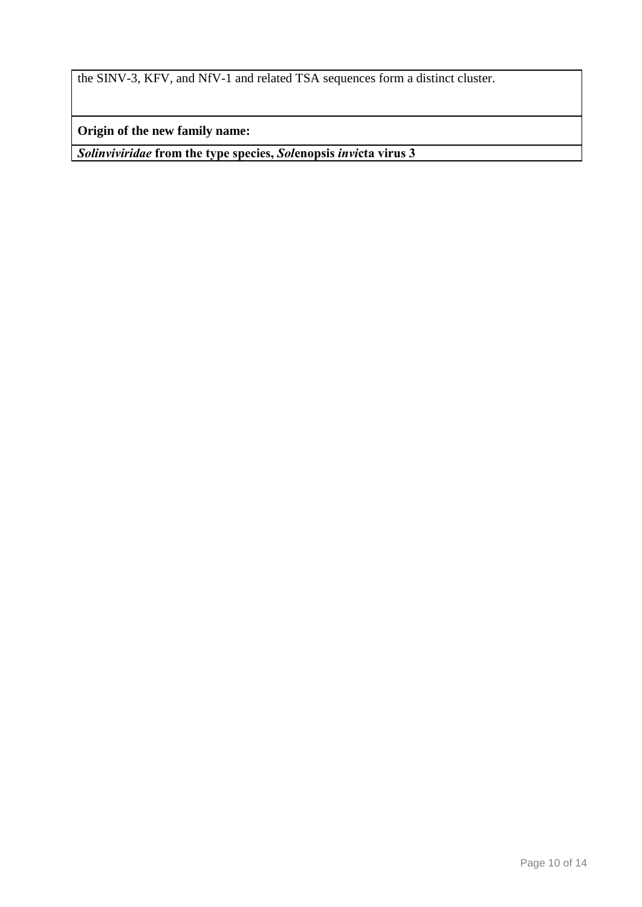the SINV-3, KFV, and NfV-1 and related TSA sequences form a distinct cluster.

**Origin of the new family name:**

***Solinviviridae* from the type species, *Sol*enopsis *invi*cta virus 3**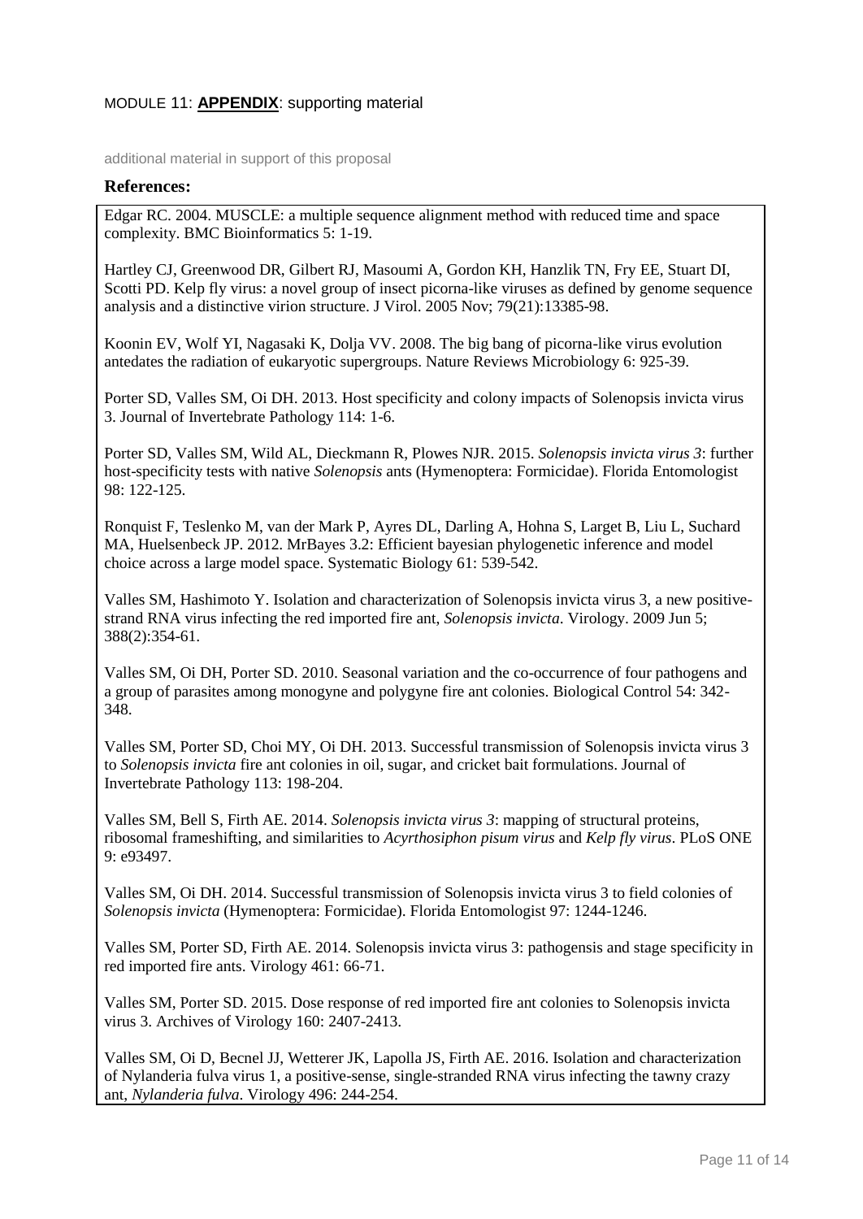MODULE 11: **APPENDIX**: supporting material

additional material in support of this proposal

### References:

Edgar RC. 2004. MUSCLE: a multiple sequence alignment method with reduced time and space complexity. BMC Bioinformatics 5: 1-19.

Hartley CJ, Greenwood DR, Gilbert RJ, Masoumi A, Gordon KH, Hanzlik TN, Fry EE, Stuart DI, Scotti PD. Kelp fly virus: a novel group of insect picorna-like viruses as defined by genome sequence analysis and a distinctive virion structure. J Virol. 2005 Nov; 79(21):13385-98.

Koonin EV, Wolf YI, Nagasaki K, Dolja VV. 2008. The big bang of picorna-like virus evolution antedates the radiation of eukaryotic supergroups. Nature Reviews Microbiology 6: 925-39.

Porter SD, Valles SM, Oi DH. 2013. Host specificity and colony impacts of Solenopsis invicta virus 3. Journal of Invertebrate Pathology 114: 1-6.

Porter SD, Valles SM, Wild AL, Dieckmann R, Plowes NJR. 2015. *Solenopsis invicta virus 3*: further host-specificity tests with native *Solenopsis* ants (Hymenoptera: Formicidae). Florida Entomologist 98: 122-125.

Ronquist F, Teslenko M, van der Mark P, Ayres DL, Darling A, Hohna S, Larget B, Liu L, Suchard MA, Huelsenbeck JP. 2012. MrBayes 3.2: Efficient bayesian phylogenetic inference and model choice across a large model space. Systematic Biology 61: 539-542.

Valles SM, Hashimoto Y. Isolation and characterization of Solenopsis invicta virus 3, a new positive-strand RNA virus infecting the red imported fire ant, *Solenopsis invicta*. Virology. 2009 Jun 5; 388(2):354-61.

Valles SM, Oi DH, Porter SD. 2010. Seasonal variation and the co-occurrence of four pathogens and a group of parasites among monogyne and polygyne fire ant colonies. Biological Control 54: 342-348.

Valles SM, Porter SD, Choi MY, Oi DH. 2013. Successful transmission of Solenopsis invicta virus 3 to *Solenopsis invicta* fire ant colonies in oil, sugar, and cricket bait formulations. Journal of Invertebrate Pathology 113: 198-204.

Valles SM, Bell S, Firth AE. 2014. *Solenopsis invicta virus 3*: mapping of structural proteins, ribosomal frameshifting, and similarities to *Acyrthosiphon pisum virus* and *Kelp fly virus*. PLoS ONE 9: e93497.

Valles SM, Oi DH. 2014. Successful transmission of Solenopsis invicta virus 3 to field colonies of *Solenopsis invicta* (Hymenoptera: Formicidae). Florida Entomologist 97: 1244-1246.

Valles SM, Porter SD, Firth AE. 2014. Solenopsis invicta virus 3: pathogensis and stage specificity in red imported fire ants. Virology 461: 66-71.

Valles SM, Porter SD. 2015. Dose response of red imported fire ant colonies to Solenopsis invicta virus 3. Archives of Virology 160: 2407-2413.

Valles SM, Oi D, Becnel JJ, Wetterer JK, Lapolla JS, Firth AE. 2016. Isolation and characterization of Nylanderia fulva virus 1, a positive-sense, single-stranded RNA virus infecting the tawny crazy ant, *Nylanderia fulva*. Virology 496: 244-254.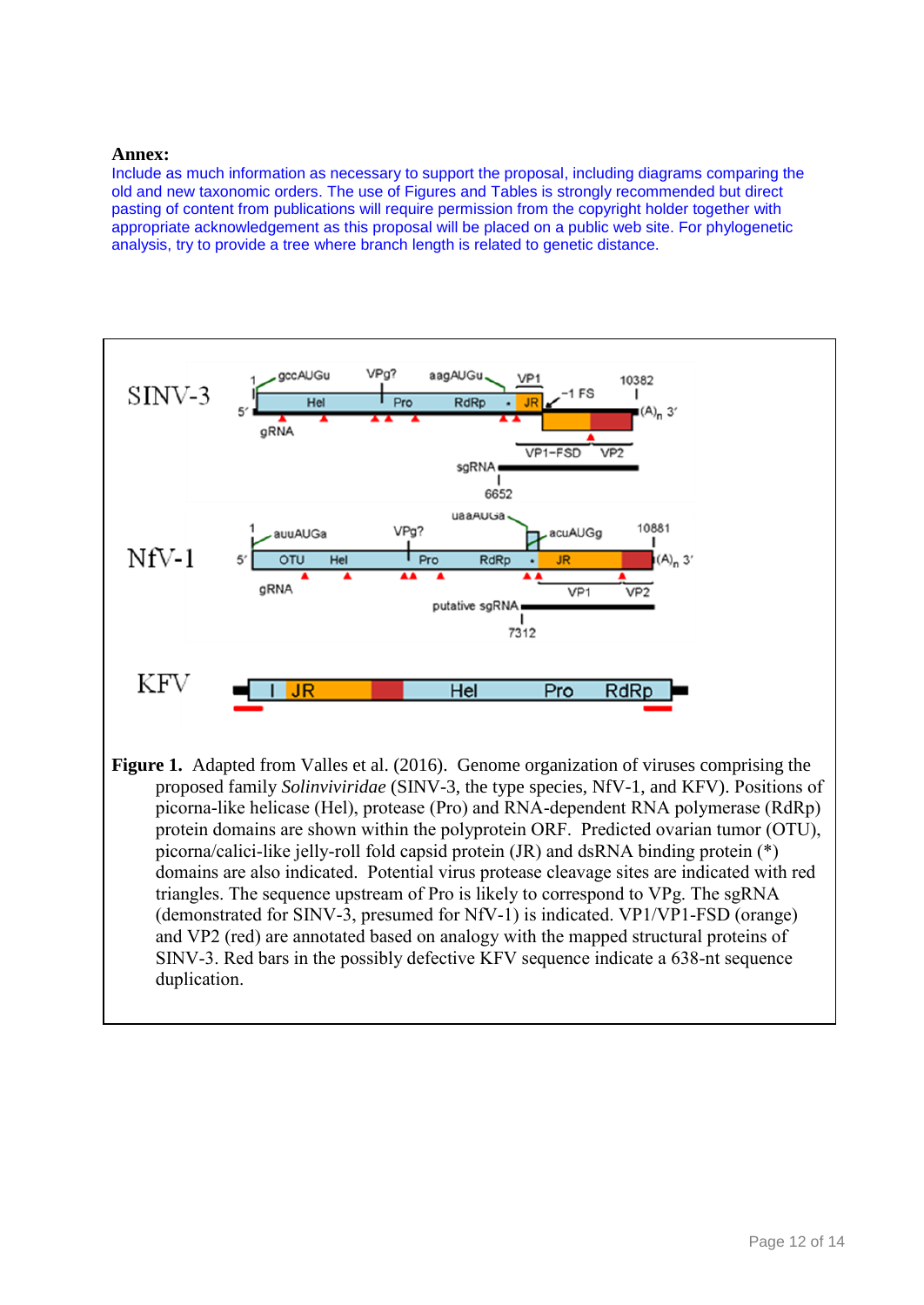**Annex:**

Include as much information as necessary to support the proposal, including diagrams comparing the old and new taxonomic orders. The use of Figures and Tables is strongly recommended but direct pasting of content from publications will require permission from the copyright holder together with appropriate acknowledgement as this proposal will be placed on a public web site. For phylogenetic analysis, try to provide a tree where branch length is related to genetic distance.

**Figure 1.** Adapted from Valles et al. (2016). Genome organization of viruses comprising the proposed family *Solinviviridae* (SINV-3, the type species, NfV-1, and KFV). Positions of picorna-like helicase (Hel), protease (Pro) and RNA-dependent RNA polymerase (RdRp) protein domains are shown within the polyprotein ORF. Predicted ovarian tumor (OTU), picorna/calici-like jelly-roll fold capsid protein (JR) and dsRNA binding protein (*) domains are also indicated. Potential virus protease cleavage sites are indicated with red triangles. The sequence upstream of Pro is likely to correspond to VPg. The sgRNA (demonstrated for SINV-3, presumed for NfV-1) is indicated. VP1/VP1-FSD (orange) and VP2 (red) are annotated based on analogy with the mapped structural proteins of SINV-3. Red bars in the possibly defective KFV sequence indicate a 638-nt sequence duplication.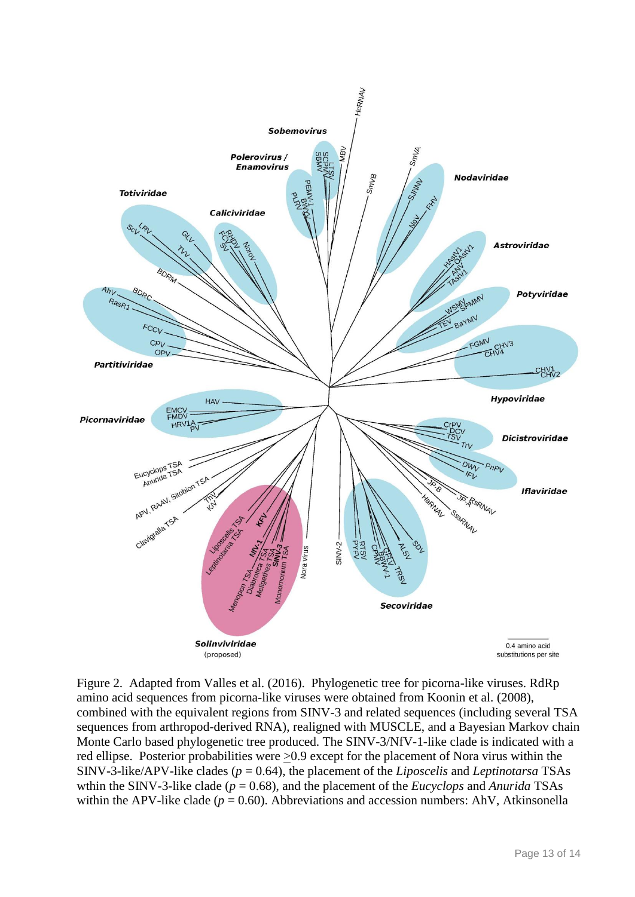Figure 2. Adapted from Valles et al. (2016). Phylogenetic tree for picorna-like viruses. RdRp amino acid sequences from picorna-like viruses were obtained from Koonin et al. (2008), combined with the equivalent regions from SINV-3 and related sequences (including several TSA sequences from arthropod-derived RNA), realigned with MUSCLE, and a Bayesian Markov chain Monte Carlo based phylogenetic tree produced. The SINV-3/NfV-1-like clade is indicated with a red ellipse. Posterior probabilities were $\geq$0.9 except for the placement of Nora virus within the SINV-3-like/APV-like clades ($p = 0.64$), the placement of the *Liposcelis* and *Leptinotarsa* TSAs wthin the SINV-3-like clade ($p = 0.68$), and the placement of the *Eucyclops* and *Anurida* TSAs within the APV-like clade ($p = 0.60$). Abbreviations and accession numbers: AhV, Atkinsonella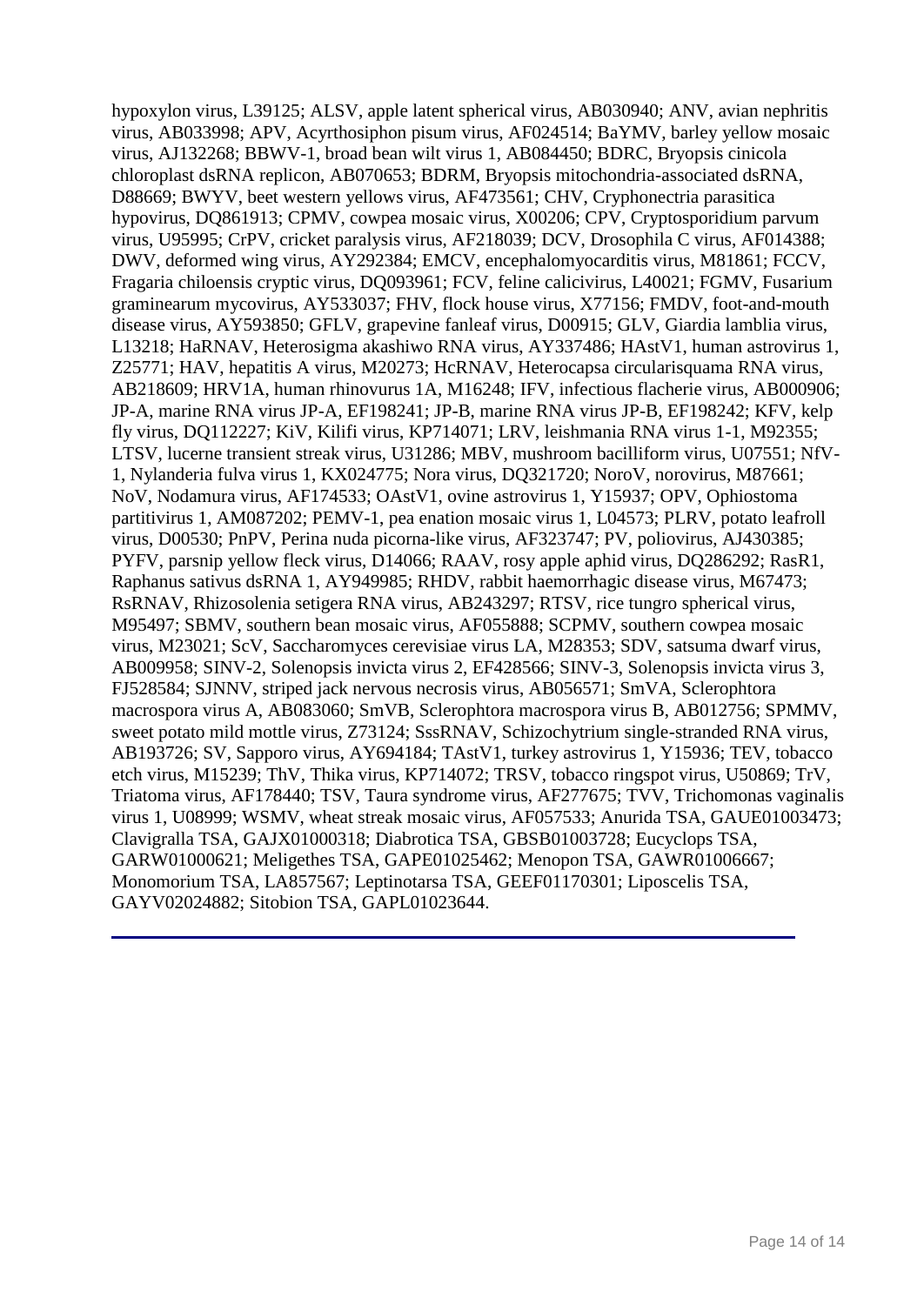hypoxylon virus, L39125; ALSV, apple latent spherical virus, AB030940; ANV, avian nephritis virus, AB033998; APV, Acyrthosiphon pisum virus, AF024514; BaYMV, barley yellow mosaic virus, AJ132268; BBWV-1, broad bean wilt virus 1, AB084450; BDRC, Bryopsis cinicola chloroplast dsRNA replicon, AB070653; BDRM, Bryopsis mitochondria-associated dsRNA, D88669; BWYV, beet western yellows virus, AF473561; CHV, Cryphonectria parasitica hypovirus, DQ861913; CPMV, cowpea mosaic virus, X00206; CPV, Cryptosporidium parvum virus, U95995; CrPV, cricket paralysis virus, AF218039; DCV, Drosophila C virus, AF014388; DWV, deformed wing virus, AY292384; EMCV, encephalomyocarditis virus, M81861; FCCV, Fragaria chiloensis cryptic virus, DQ093961; FCV, feline calicivirus, L40021; FGMV, Fusarium graminearum mycovirus, AY533037; FHV, flock house virus, X77156; FMDV, foot-and-mouth disease virus, AY593850; GFLV, grapevine fanleaf virus, D00915; GLV, Giardia lamblia virus, L13218; HaRNAV, Heterosigma akashiwo RNA virus, AY337486; HAstV1, human astrovirus 1, Z25771; HAV, hepatitis A virus, M20273; HcRNAV, Heterocapsa circularisquama RNA virus, AB218609; HRV1A, human rhinovurus 1A, M16248; IFV, infectious flacherie virus, AB000906; JP-A, marine RNA virus JP-A, EF198241; JP-B, marine RNA virus JP-B, EF198242; KFV, kelp fly virus, DQ112227; KiV, Kilifi virus, KP714071; LRV, leishmania RNA virus 1-1, M92355; LTSV, lucerne transient streak virus, U31286; MBV, mushroom bacilliform virus, U07551; NfV-1, Nylanderia fulva virus 1, KX024775; Nora virus, DQ321720; NoroV, norovirus, M87661; NoV, Nodamura virus, AF174533; OAstV1, ovine astrovirus 1, Y15937; OPV, Ophiostoma partitivirus 1, AM087202; PEMV-1, pea enation mosaic virus 1, L04573; PLRV, potato leafroll virus, D00530; PnPV, Perina nuda picorna-like virus, AF323747; PV, poliovirus, AJ430385; PYFV, parsnip yellow fleck virus, D14066; RAAV, rosy apple aphid virus, DQ286292; RasR1, Raphanus sativus dsRNA 1, AY949985; RHDV, rabbit haemorrhagic disease virus, M67473; RsRNAV, Rhizosolenia setigera RNA virus, AB243297; RTSV, rice tungro spherical virus, M95497; SBMV, southern bean mosaic virus, AF055888; SCPMV, southern cowpea mosaic virus, M23021; ScV, Saccharomyces cerevisiae virus LA, M28353; SDV, satsuma dwarf virus, AB009958; SINV-2, Solenopsis invicta virus 2, EF428566; SINV-3, Solenopsis invicta virus 3, FJ528584; SJNNV, striped jack nervous necrosis virus, AB056571; SmVA, Sclerophtora macrospora virus A, AB083060; SmVB, Sclerophtora macrospora virus B, AB012756; SPMMV, sweet potato mild mottle virus, Z73124; SssRNAV, Schizochytrium single-stranded RNA virus, AB193726; SV, Sapporo virus, AY694184; TAstV1, turkey astrovirus 1, Y15936; TEV, tobacco etch virus, M15239; ThV, Thika virus, KP714072; TRSV, tobacco ringspot virus, U50869; TrV, Triatoma virus, AF178440; TSV, Taura syndrome virus, AF277675; TVV, Trichomonas vaginalis virus 1, U08999; WSMV, wheat streak mosaic virus, AF057533; Anurida TSA, GAUE01003473; Clavigralla TSA, GAJX01000318; Diabrotica TSA, GBSB01003728; Eucyclops TSA, GARW01000621; Meligethes TSA, GAPE01025462; Menopon TSA, GAWR01006667; Monomorium TSA, LA857567; Leptinotarsa TSA, GEEF01170301; Liposcelis TSA, GAYV02024882; Sitobion TSA, GAPL01023644.